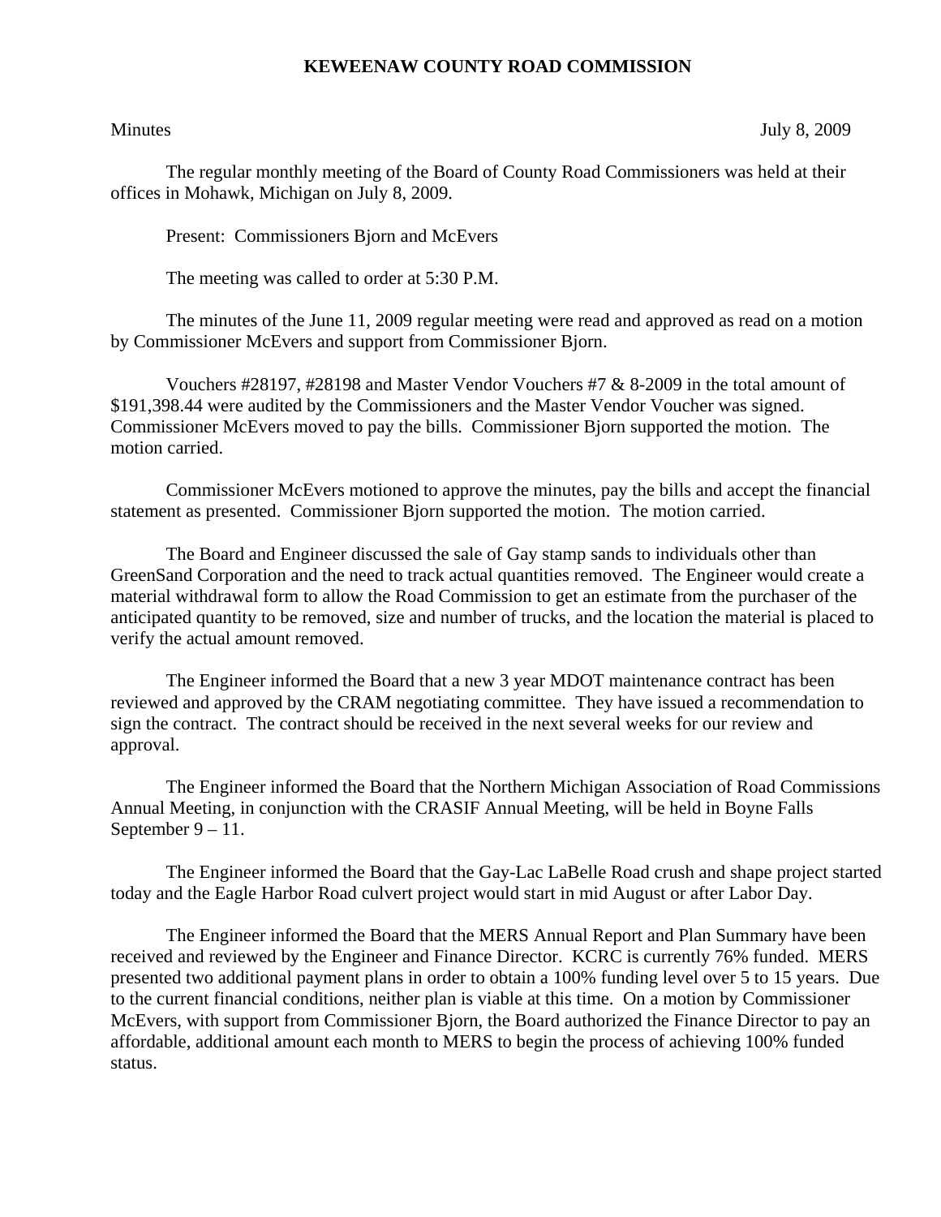# KEWEENAW COUNTY ROAD COMMISSION

Minutes July 8, 2009

The regular monthly meeting of the Board of County Road Commissioners was held at their offices in Mohawk, Michigan on July 8, 2009.

Present: Commissioners Bjorn and McEvers

The meeting was called to order at 5:30 P.M.

The minutes of the June 11, 2009 regular meeting were read and approved as read on a motion by Commissioner McEvers and support from Commissioner Bjorn.

Vouchers #28197, #28198 and Master Vendor Vouchers #7 & 8-2009 in the total amount of $191,398.44 were audited by the Commissioners and the Master Vendor Voucher was signed. Commissioner McEvers moved to pay the bills. Commissioner Bjorn supported the motion. The motion carried.

Commissioner McEvers motioned to approve the minutes, pay the bills and accept the financial statement as presented. Commissioner Bjorn supported the motion. The motion carried.

The Board and Engineer discussed the sale of Gay stamp sands to individuals other than GreenSand Corporation and the need to track actual quantities removed. The Engineer would create a material withdrawal form to allow the Road Commission to get an estimate from the purchaser of the anticipated quantity to be removed, size and number of trucks, and the location the material is placed to verify the actual amount removed.

The Engineer informed the Board that a new 3 year MDOT maintenance contract has been reviewed and approved by the CRAM negotiating committee. They have issued a recommendation to sign the contract. The contract should be received in the next several weeks for our review and approval.

The Engineer informed the Board that the Northern Michigan Association of Road Commissions Annual Meeting, in conjunction with the CRASIF Annual Meeting, will be held in Boyne Falls September 9 – 11.

The Engineer informed the Board that the Gay-Lac LaBelle Road crush and shape project started today and the Eagle Harbor Road culvert project would start in mid August or after Labor Day.

The Engineer informed the Board that the MERS Annual Report and Plan Summary have been received and reviewed by the Engineer and Finance Director. KCRC is currently 76% funded. MERS presented two additional payment plans in order to obtain a 100% funding level over 5 to 15 years. Due to the current financial conditions, neither plan is viable at this time. On a motion by Commissioner McEvers, with support from Commissioner Bjorn, the Board authorized the Finance Director to pay an affordable, additional amount each month to MERS to begin the process of achieving 100% funded status.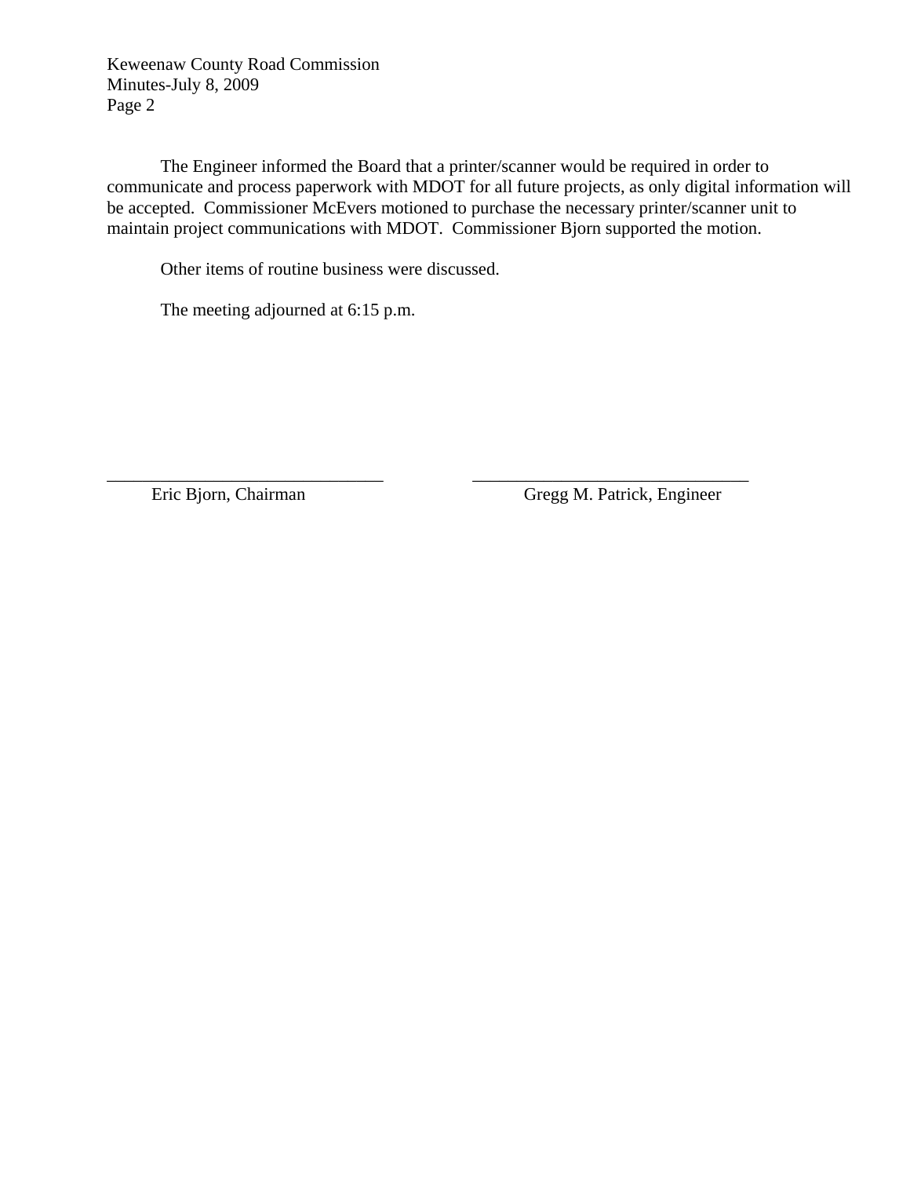The Engineer informed the Board that a printer/scanner would be required in order to communicate and process paperwork with MDOT for all future projects, as only digital information will be accepted. Commissioner McEvers motioned to purchase the necessary printer/scanner unit to maintain project communications with MDOT. Commissioner Bjorn supported the motion.

Other items of routine business were discussed.

The meeting adjourned at 6:15 p.m.

| | |
|---|---|
| _______________________________ | _______________________________ |
| Eric Bjorn, Chairman | Gregg M. Patrick, Engineer |